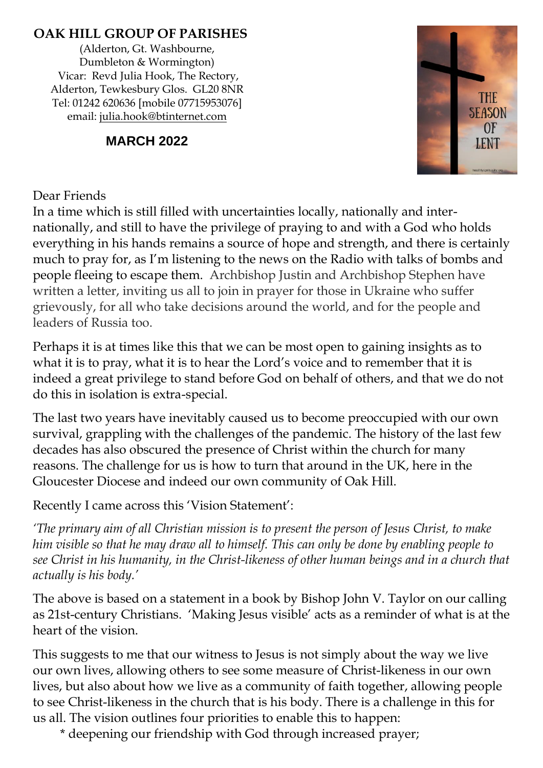# OAK HILL GROUP OF PARISHES

(Alderton, Gt. Washbourne, Dumbleton & Wormington)
Vicar: Revd Julia Hook, The Rectory, Alderton, Tewkesbury Glos. GL20 8NR
Tel: 01242 620636 [mobile 07715953076]
email: julia.hook@btinternet.com

**MARCH 2022**

Dear Friends

In a time which is still filled with uncertainties locally, nationally and internationally, and still to have the privilege of praying to and with a God who holds everything in his hands remains a source of hope and strength, and there is certainly much to pray for, as I'm listening to the news on the Radio with talks of bombs and people fleeing to escape them. Archbishop Justin and Archbishop Stephen have written a letter, inviting us all to join in prayer for those in Ukraine who suffer grievously, for all who take decisions around the world, and for the people and leaders of Russia too.

Perhaps it is at times like this that we can be most open to gaining insights as to what it is to pray, what it is to hear the Lord's voice and to remember that it is indeed a great privilege to stand before God on behalf of others, and that we do not do this in isolation is extra-special.

The last two years have inevitably caused us to become preoccupied with our own survival, grappling with the challenges of the pandemic. The history of the last few decades has also obscured the presence of Christ within the church for many reasons. The challenge for us is how to turn that around in the UK, here in the Gloucester Diocese and indeed our own community of Oak Hill.

Recently I came across this 'Vision Statement':

*'The primary aim of all Christian mission is to present the person of Jesus Christ, to make him visible so that he may draw all to himself. This can only be done by enabling people to see Christ in his humanity, in the Christ-likeness of other human beings and in a church that actually is his body.'*

The above is based on a statement in a book by Bishop John V. Taylor on our calling as 21st-century Christians. 'Making Jesus visible' acts as a reminder of what is at the heart of the vision.

This suggests to me that our witness to Jesus is not simply about the way we live our own lives, allowing others to see some measure of Christ-likeness in our own lives, but also about how we live as a community of faith together, allowing people to see Christ-likeness in the church that is his body. There is a challenge in this for us all. The vision outlines four priorities to enable this to happen:

* deepening our friendship with God through increased prayer;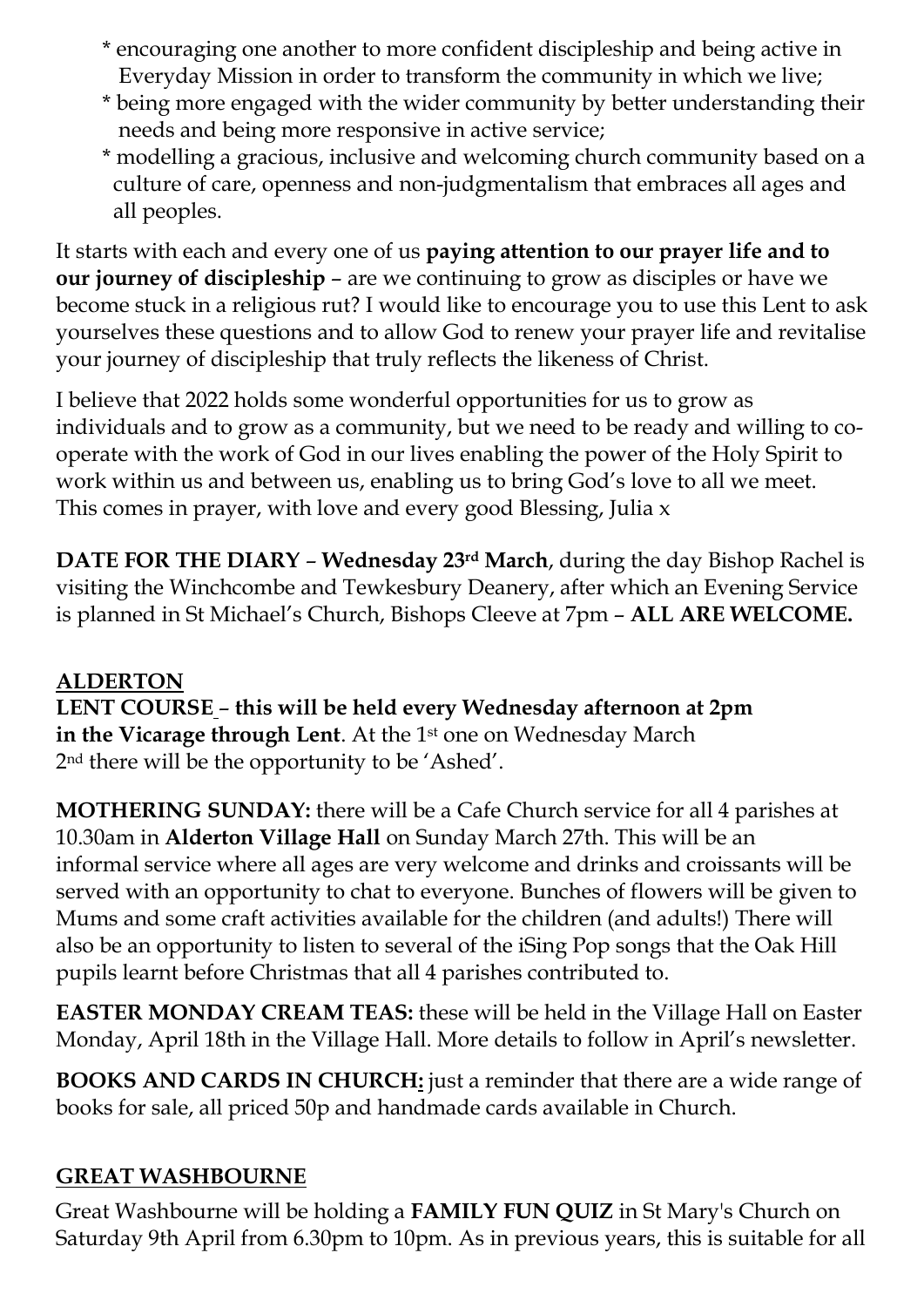* encouraging one another to more confident discipleship and being active in Everyday Mission in order to transform the community in which we live;
* being more engaged with the wider community by better understanding their needs and being more responsive in active service;
* modelling a gracious, inclusive and welcoming church community based on a culture of care, openness and non-judgmentalism that embraces all ages and all peoples.

It starts with each and every one of us **paying attention to our prayer life and to our journey of discipleship** – are we continuing to grow as disciples or have we become stuck in a religious rut? I would like to encourage you to use this Lent to ask yourselves these questions and to allow God to renew your prayer life and revitalise your journey of discipleship that truly reflects the likeness of Christ.

I believe that 2022 holds some wonderful opportunities for us to grow as individuals and to grow as a community, but we need to be ready and willing to co-operate with the work of God in our lives enabling the power of the Holy Spirit to work within us and between us, enabling us to bring God's love to all we meet. This comes in prayer, with love and every good Blessing, Julia x

**DATE FOR THE DIARY – Wednesday 23rd March**, during the day Bishop Rachel is visiting the Winchcombe and Tewkesbury Deanery, after which an Evening Service is planned in St Michael's Church, Bishops Cleeve at 7pm – **ALL ARE WELCOME.**

## ALDERTON

**LENT COURSE – this will be held every Wednesday afternoon at 2pm in the Vicarage through Lent**. At the 1st one on Wednesday March 2nd there will be the opportunity to be 'Ashed'.

**MOTHERING SUNDAY:** there will be a Cafe Church service for all 4 parishes at 10.30am in **Alderton Village Hall** on Sunday March 27th. This will be an informal service where all ages are very welcome and drinks and croissants will be served with an opportunity to chat to everyone. Bunches of flowers will be given to Mums and some craft activities available for the children (and adults!) There will also be an opportunity to listen to several of the iSing Pop songs that the Oak Hill pupils learnt before Christmas that all 4 parishes contributed to.

**EASTER MONDAY CREAM TEAS:** these will be held in the Village Hall on Easter Monday, April 18th in the Village Hall. More details to follow in April's newsletter.

**BOOKS AND CARDS IN CHURCH:** just a reminder that there are a wide range of books for sale, all priced 50p and handmade cards available in Church.

## GREAT WASHBOURNE

Great Washbourne will be holding a **FAMILY FUN QUIZ** in St Mary's Church on Saturday 9th April from 6.30pm to 10pm. As in previous years, this is suitable for all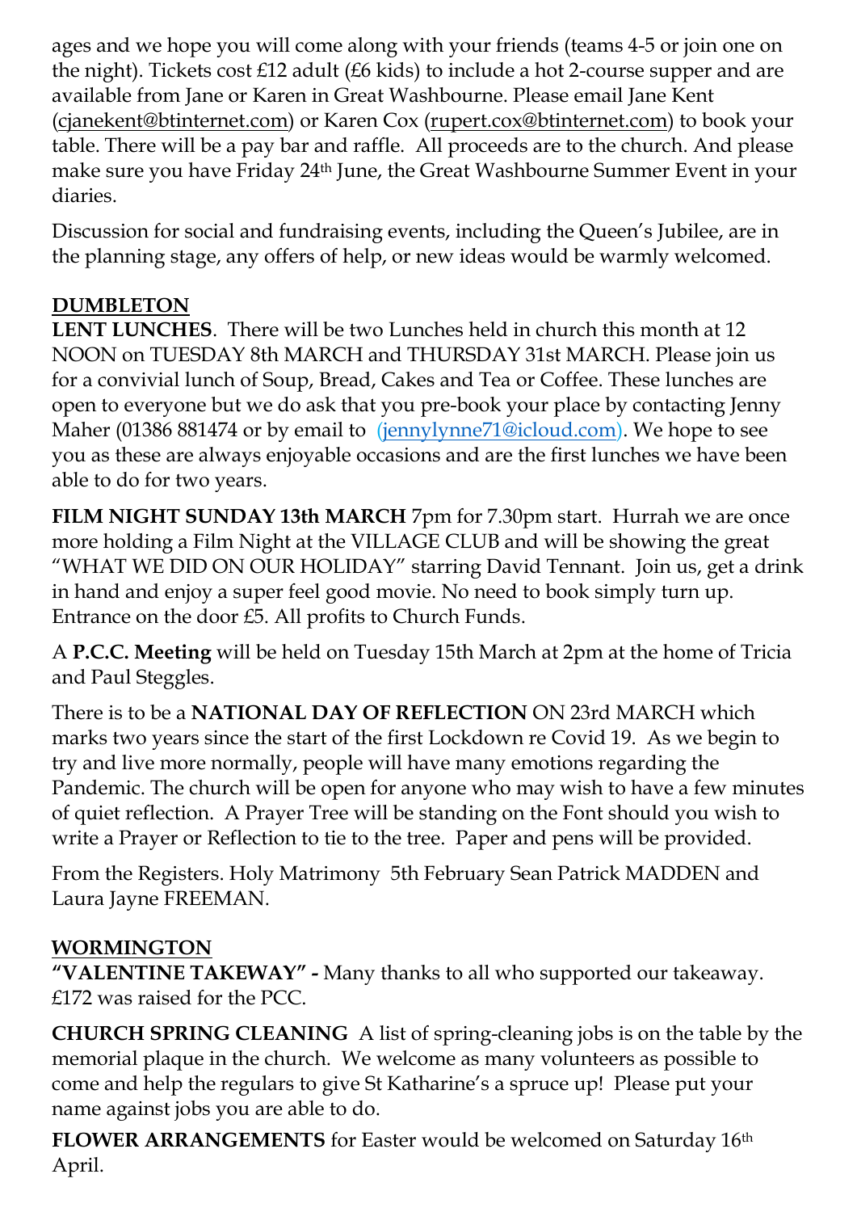ages and we hope you will come along with your friends (teams 4-5 or join one on the night). Tickets cost £12 adult (£6 kids) to include a hot 2-course supper and are available from Jane or Karen in Great Washbourne. Please email Jane Kent (cjanekent@btinternet.com) or Karen Cox (rupert.cox@btinternet.com) to book your table. There will be a pay bar and raffle. All proceeds are to the church. And please make sure you have Friday 24th June, the Great Washbourne Summer Event in your diaries.

Discussion for social and fundraising events, including the Queen's Jubilee, are in the planning stage, any offers of help, or new ideas would be warmly welcomed.

## DUMBLETON

**LENT LUNCHES**. There will be two Lunches held in church this month at 12 NOON on TUESDAY 8th MARCH and THURSDAY 31st MARCH. Please join us for a convivial lunch of Soup, Bread, Cakes and Tea or Coffee. These lunches are open to everyone but we do ask that you pre-book your place by contacting Jenny Maher (01386 881474 or by email to (jennylynne71@icloud.com). We hope to see you as these are always enjoyable occasions and are the first lunches we have been able to do for two years.

**FILM NIGHT SUNDAY 13th MARCH** 7pm for 7.30pm start. Hurrah we are once more holding a Film Night at the VILLAGE CLUB and will be showing the great "WHAT WE DID ON OUR HOLIDAY" starring David Tennant. Join us, get a drink in hand and enjoy a super feel good movie. No need to book simply turn up. Entrance on the door £5. All profits to Church Funds.

A **P.C.C. Meeting** will be held on Tuesday 15th March at 2pm at the home of Tricia and Paul Steggles.

There is to be a **NATIONAL DAY OF REFLECTION** ON 23rd MARCH which marks two years since the start of the first Lockdown re Covid 19. As we begin to try and live more normally, people will have many emotions regarding the Pandemic. The church will be open for anyone who may wish to have a few minutes of quiet reflection. A Prayer Tree will be standing on the Font should you wish to write a Prayer or Reflection to tie to the tree. Paper and pens will be provided.

From the Registers. Holy Matrimony 5th February Sean Patrick MADDEN and Laura Jayne FREEMAN.

## WORMINGTON

**"VALENTINE TAKEWAY" -** Many thanks to all who supported our takeaway. £172 was raised for the PCC.

**CHURCH SPRING CLEANING** A list of spring-cleaning jobs is on the table by the memorial plaque in the church. We welcome as many volunteers as possible to come and help the regulars to give St Katharine's a spruce up! Please put your name against jobs you are able to do.

**FLOWER ARRANGEMENTS** for Easter would be welcomed on Saturday 16th April.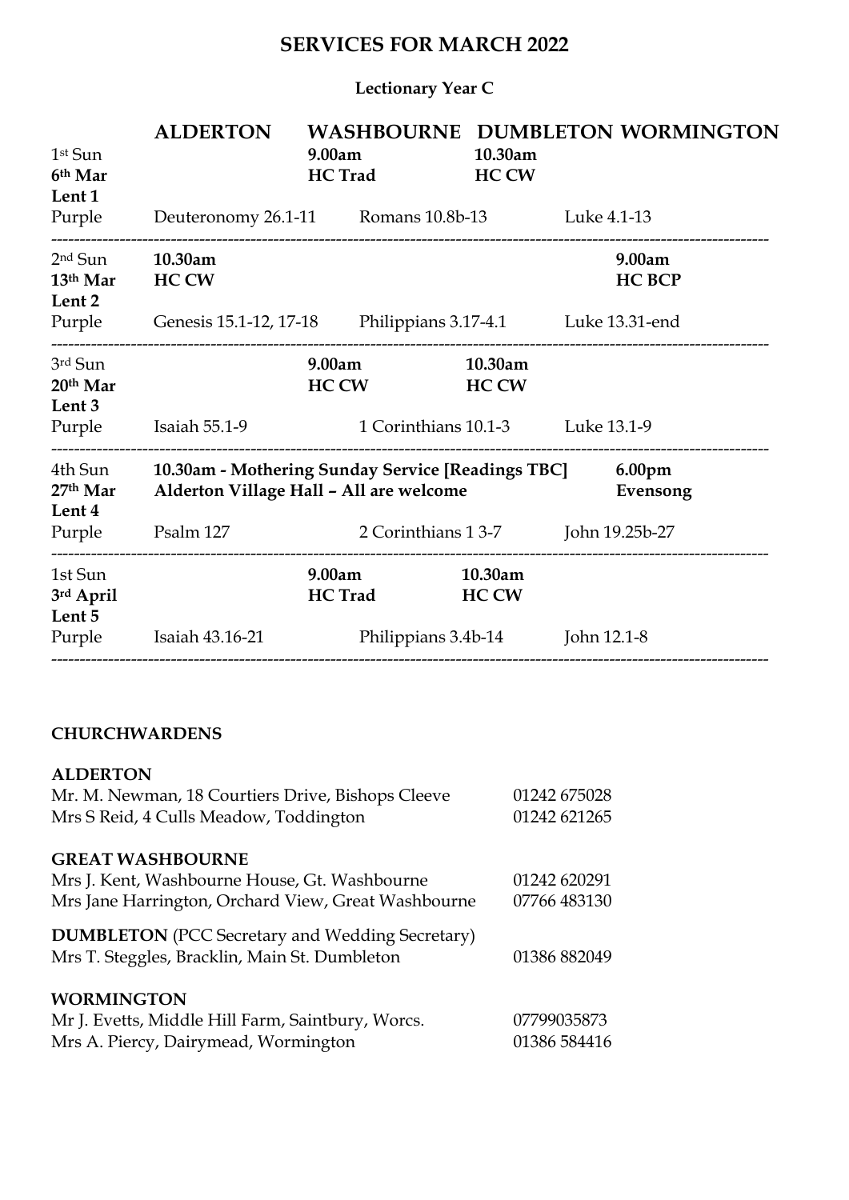# SERVICES FOR MARCH 2022

**Lectionary Year C**

| | ALDERTON | WASHBOURNE | DUMBLETON | WORMINGTON |
|---|---|---|---|---|
| 1st Sun **6th Mar** **Lent 1** | | **9.00am HC Trad** | **10.30am HC CW** | |
| Purple | Deuteronomy 26.1-11 | Romans 10.8b-13 | | Luke 4.1-13 |
| 2nd Sun **13th Mar** **Lent 2** | **10.30am HC CW** | | | **9.00am HC BCP** |
| Purple | Genesis 15.1-12, 17-18 | Philippians 3.17-4.1 | | Luke 13.31-end |
| 3rd Sun **20th Mar** **Lent 3** | | **9.00am HC CW** | **10.30am HC CW** | |
| Purple | Isaiah 55.1-9 | 1 Corinthians 10.1-3 | | Luke 13.1-9 |
| 4th Sun **27th Mar** **Lent 4** | **10.30am - Mothering Sunday Service [Readings TBC] Alderton Village Hall – All are welcome** | | | **6.00pm Evensong** |
| Purple | Psalm 127 | 2 Corinthians 1 3-7 | | John 19.25b-27 |
| 1st Sun **3rd April** **Lent 5** | | **9.00am HC Trad** | **10.30am HC CW** | |
| Purple | Isaiah 43.16-21 | Philippians 3.4b-14 | | John 12.1-8 |

## CHURCHWARDENS

**ALDERTON**
Mr. M. Newman, 18 Courtiers Drive, Bishops Cleeve 01242 675028
Mrs S Reid, 4 Culls Meadow, Toddington 01242 621265

**GREAT WASHBOURNE**
Mrs J. Kent, Washbourne House, Gt. Washbourne 01242 620291
Mrs Jane Harrington, Orchard View, Great Washbourne 07766 483130

**DUMBLETON** (PCC Secretary and Wedding Secretary)
Mrs T. Steggles, Bracklin, Main St. Dumbleton 01386 882049

**WORMINGTON**
Mr J. Evetts, Middle Hill Farm, Saintbury, Worcs. 07799035873
Mrs A. Piercy, Dairymead, Wormington 01386 584416